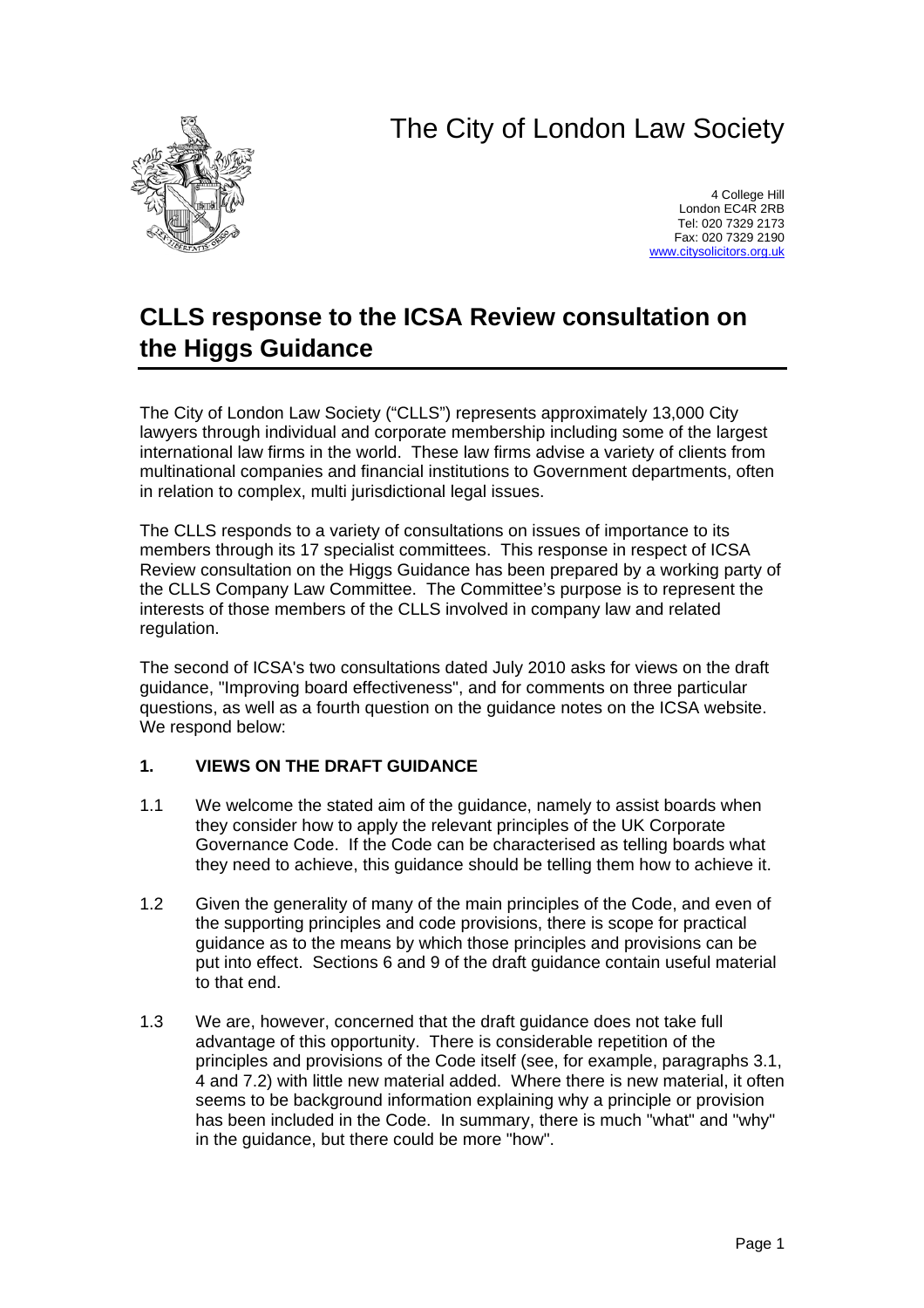# The City of London Law Society

4 College Hill
London EC4R 2RB
Tel: 020 7329 2173
Fax: 020 7329 2190
www.citysolicitors.org.uk

## CLLS response to the ICSA Review consultation on the Higgs Guidance

The City of London Law Society ("CLLS") represents approximately 13,000 City lawyers through individual and corporate membership including some of the largest international law firms in the world. These law firms advise a variety of clients from multinational companies and financial institutions to Government departments, often in relation to complex, multi jurisdictional legal issues.

The CLLS responds to a variety of consultations on issues of importance to its members through its 17 specialist committees. This response in respect of ICSA Review consultation on the Higgs Guidance has been prepared by a working party of the CLLS Company Law Committee. The Committee's purpose is to represent the interests of those members of the CLLS involved in company law and related regulation.

The second of ICSA's two consultations dated July 2010 asks for views on the draft guidance, "Improving board effectiveness", and for comments on three particular questions, as well as a fourth question on the guidance notes on the ICSA website. We respond below:

### 1. VIEWS ON THE DRAFT GUIDANCE

1.1 We welcome the stated aim of the guidance, namely to assist boards when they consider how to apply the relevant principles of the UK Corporate Governance Code. If the Code can be characterised as telling boards what they need to achieve, this guidance should be telling them how to achieve it.

1.2 Given the generality of many of the main principles of the Code, and even of the supporting principles and code provisions, there is scope for practical guidance as to the means by which those principles and provisions can be put into effect. Sections 6 and 9 of the draft guidance contain useful material to that end.

1.3 We are, however, concerned that the draft guidance does not take full advantage of this opportunity. There is considerable repetition of the principles and provisions of the Code itself (see, for example, paragraphs 3.1, 4 and 7.2) with little new material added. Where there is new material, it often seems to be background information explaining why a principle or provision has been included in the Code. In summary, there is much "what" and "why" in the guidance, but there could be more "how".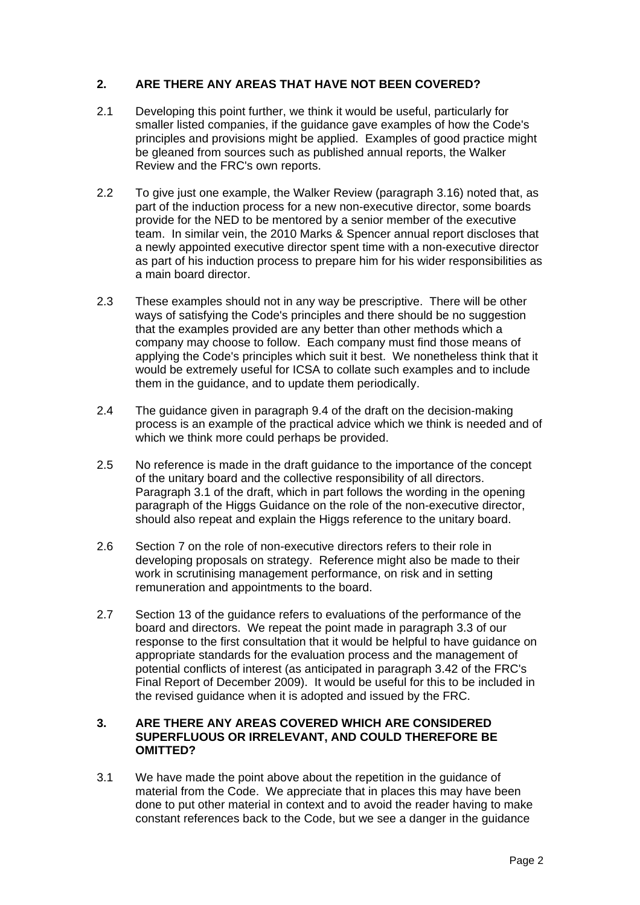## 2. ARE THERE ANY AREAS THAT HAVE NOT BEEN COVERED?

2.1 Developing this point further, we think it would be useful, particularly for smaller listed companies, if the guidance gave examples of how the Code's principles and provisions might be applied. Examples of good practice might be gleaned from sources such as published annual reports, the Walker Review and the FRC's own reports.

2.2 To give just one example, the Walker Review (paragraph 3.16) noted that, as part of the induction process for a new non-executive director, some boards provide for the NED to be mentored by a senior member of the executive team. In similar vein, the 2010 Marks & Spencer annual report discloses that a newly appointed executive director spent time with a non-executive director as part of his induction process to prepare him for his wider responsibilities as a main board director.

2.3 These examples should not in any way be prescriptive. There will be other ways of satisfying the Code's principles and there should be no suggestion that the examples provided are any better than other methods which a company may choose to follow. Each company must find those means of applying the Code's principles which suit it best. We nonetheless think that it would be extremely useful for ICSA to collate such examples and to include them in the guidance, and to update them periodically.

2.4 The guidance given in paragraph 9.4 of the draft on the decision-making process is an example of the practical advice which we think is needed and of which we think more could perhaps be provided.

2.5 No reference is made in the draft guidance to the importance of the concept of the unitary board and the collective responsibility of all directors. Paragraph 3.1 of the draft, which in part follows the wording in the opening paragraph of the Higgs Guidance on the role of the non-executive director, should also repeat and explain the Higgs reference to the unitary board.

2.6 Section 7 on the role of non-executive directors refers to their role in developing proposals on strategy. Reference might also be made to their work in scrutinising management performance, on risk and in setting remuneration and appointments to the board.

2.7 Section 13 of the guidance refers to evaluations of the performance of the board and directors. We repeat the point made in paragraph 3.3 of our response to the first consultation that it would be helpful to have guidance on appropriate standards for the evaluation process and the management of potential conflicts of interest (as anticipated in paragraph 3.42 of the FRC's Final Report of December 2009). It would be useful for this to be included in the revised guidance when it is adopted and issued by the FRC.

## 3. ARE THERE ANY AREAS COVERED WHICH ARE CONSIDERED SUPERFLUOUS OR IRRELEVANT, AND COULD THEREFORE BE OMITTED?

3.1 We have made the point above about the repetition in the guidance of material from the Code. We appreciate that in places this may have been done to put other material in context and to avoid the reader having to make constant references back to the Code, but we see a danger in the guidance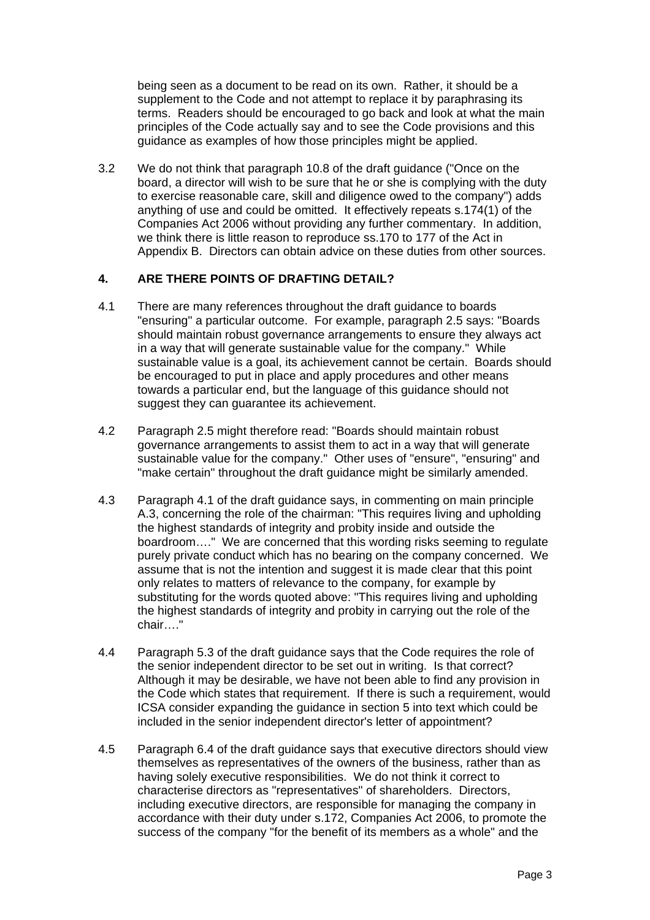being seen as a document to be read on its own. Rather, it should be a supplement to the Code and not attempt to replace it by paraphrasing its terms. Readers should be encouraged to go back and look at what the main principles of the Code actually say and to see the Code provisions and this guidance as examples of how those principles might be applied.

3.2 We do not think that paragraph 10.8 of the draft guidance ("Once on the board, a director will wish to be sure that he or she is complying with the duty to exercise reasonable care, skill and diligence owed to the company") adds anything of use and could be omitted. It effectively repeats s.174(1) of the Companies Act 2006 without providing any further commentary. In addition, we think there is little reason to reproduce ss.170 to 177 of the Act in Appendix B. Directors can obtain advice on these duties from other sources.

## 4. ARE THERE POINTS OF DRAFTING DETAIL?

4.1 There are many references throughout the draft guidance to boards "ensuring" a particular outcome. For example, paragraph 2.5 says: "Boards should maintain robust governance arrangements to ensure they always act in a way that will generate sustainable value for the company." While sustainable value is a goal, its achievement cannot be certain. Boards should be encouraged to put in place and apply procedures and other means towards a particular end, but the language of this guidance should not suggest they can guarantee its achievement.

4.2 Paragraph 2.5 might therefore read: "Boards should maintain robust governance arrangements to assist them to act in a way that will generate sustainable value for the company." Other uses of "ensure", "ensuring" and "make certain" throughout the draft guidance might be similarly amended.

4.3 Paragraph 4.1 of the draft guidance says, in commenting on main principle A.3, concerning the role of the chairman: "This requires living and upholding the highest standards of integrity and probity inside and outside the boardroom…." We are concerned that this wording risks seeming to regulate purely private conduct which has no bearing on the company concerned. We assume that is not the intention and suggest it is made clear that this point only relates to matters of relevance to the company, for example by substituting for the words quoted above: "This requires living and upholding the highest standards of integrity and probity in carrying out the role of the chair…."

4.4 Paragraph 5.3 of the draft guidance says that the Code requires the role of the senior independent director to be set out in writing. Is that correct? Although it may be desirable, we have not been able to find any provision in the Code which states that requirement. If there is such a requirement, would ICSA consider expanding the guidance in section 5 into text which could be included in the senior independent director's letter of appointment?

4.5 Paragraph 6.4 of the draft guidance says that executive directors should view themselves as representatives of the owners of the business, rather than as having solely executive responsibilities. We do not think it correct to characterise directors as "representatives" of shareholders. Directors, including executive directors, are responsible for managing the company in accordance with their duty under s.172, Companies Act 2006, to promote the success of the company "for the benefit of its members as a whole" and the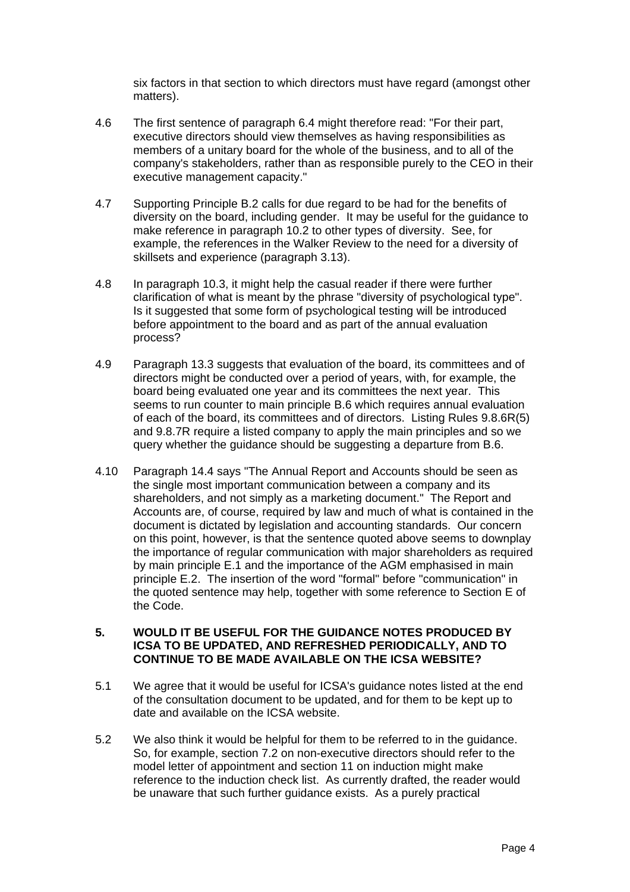six factors in that section to which directors must have regard (amongst other matters).

4.6 The first sentence of paragraph 6.4 might therefore read: "For their part, executive directors should view themselves as having responsibilities as members of a unitary board for the whole of the business, and to all of the company's stakeholders, rather than as responsible purely to the CEO in their executive management capacity."

4.7 Supporting Principle B.2 calls for due regard to be had for the benefits of diversity on the board, including gender. It may be useful for the guidance to make reference in paragraph 10.2 to other types of diversity. See, for example, the references in the Walker Review to the need for a diversity of skillsets and experience (paragraph 3.13).

4.8 In paragraph 10.3, it might help the casual reader if there were further clarification of what is meant by the phrase "diversity of psychological type". Is it suggested that some form of psychological testing will be introduced before appointment to the board and as part of the annual evaluation process?

4.9 Paragraph 13.3 suggests that evaluation of the board, its committees and of directors might be conducted over a period of years, with, for example, the board being evaluated one year and its committees the next year. This seems to run counter to main principle B.6 which requires annual evaluation of each of the board, its committees and of directors. Listing Rules 9.8.6R(5) and 9.8.7R require a listed company to apply the main principles and so we query whether the guidance should be suggesting a departure from B.6.

4.10 Paragraph 14.4 says "The Annual Report and Accounts should be seen as the single most important communication between a company and its shareholders, and not simply as a marketing document." The Report and Accounts are, of course, required by law and much of what is contained in the document is dictated by legislation and accounting standards. Our concern on this point, however, is that the sentence quoted above seems to downplay the importance of regular communication with major shareholders as required by main principle E.1 and the importance of the AGM emphasised in main principle E.2. The insertion of the word "formal" before "communication" in the quoted sentence may help, together with some reference to Section E of the Code.

## 5. WOULD IT BE USEFUL FOR THE GUIDANCE NOTES PRODUCED BY ICSA TO BE UPDATED, AND REFRESHED PERIODICALLY, AND TO CONTINUE TO BE MADE AVAILABLE ON THE ICSA WEBSITE?

5.1 We agree that it would be useful for ICSA's guidance notes listed at the end of the consultation document to be updated, and for them to be kept up to date and available on the ICSA website.

5.2 We also think it would be helpful for them to be referred to in the guidance. So, for example, section 7.2 on non-executive directors should refer to the model letter of appointment and section 11 on induction might make reference to the induction check list. As currently drafted, the reader would be unaware that such further guidance exists. As a purely practical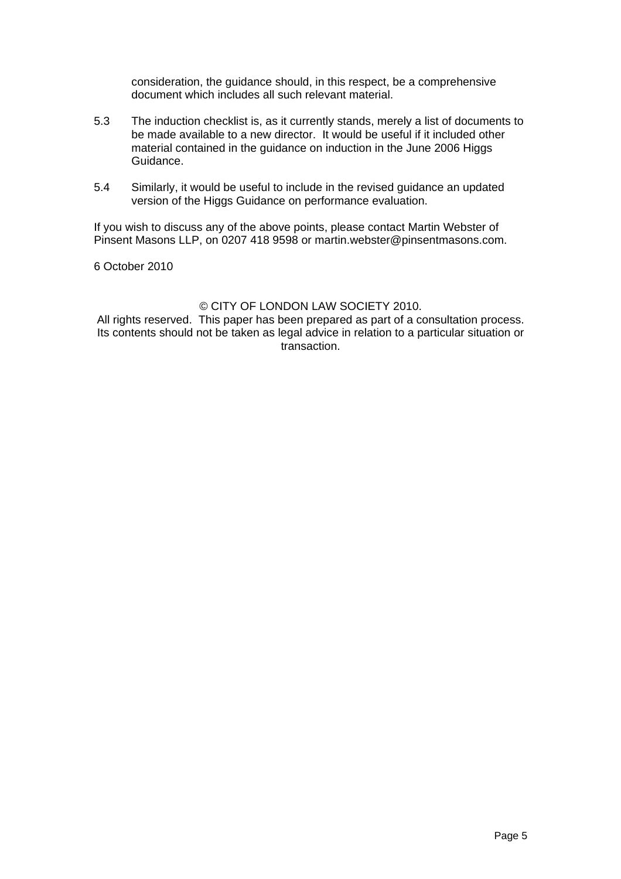consideration, the guidance should, in this respect, be a comprehensive document which includes all such relevant material.

5.3 The induction checklist is, as it currently stands, merely a list of documents to be made available to a new director. It would be useful if it included other material contained in the guidance on induction in the June 2006 Higgs Guidance.

5.4 Similarly, it would be useful to include in the revised guidance an updated version of the Higgs Guidance on performance evaluation.

If you wish to discuss any of the above points, please contact Martin Webster of Pinsent Masons LLP, on 0207 418 9598 or martin.webster@pinsentmasons.com.

6 October 2010

© CITY OF LONDON LAW SOCIETY 2010.
All rights reserved. This paper has been prepared as part of a consultation process. Its contents should not be taken as legal advice in relation to a particular situation or transaction.